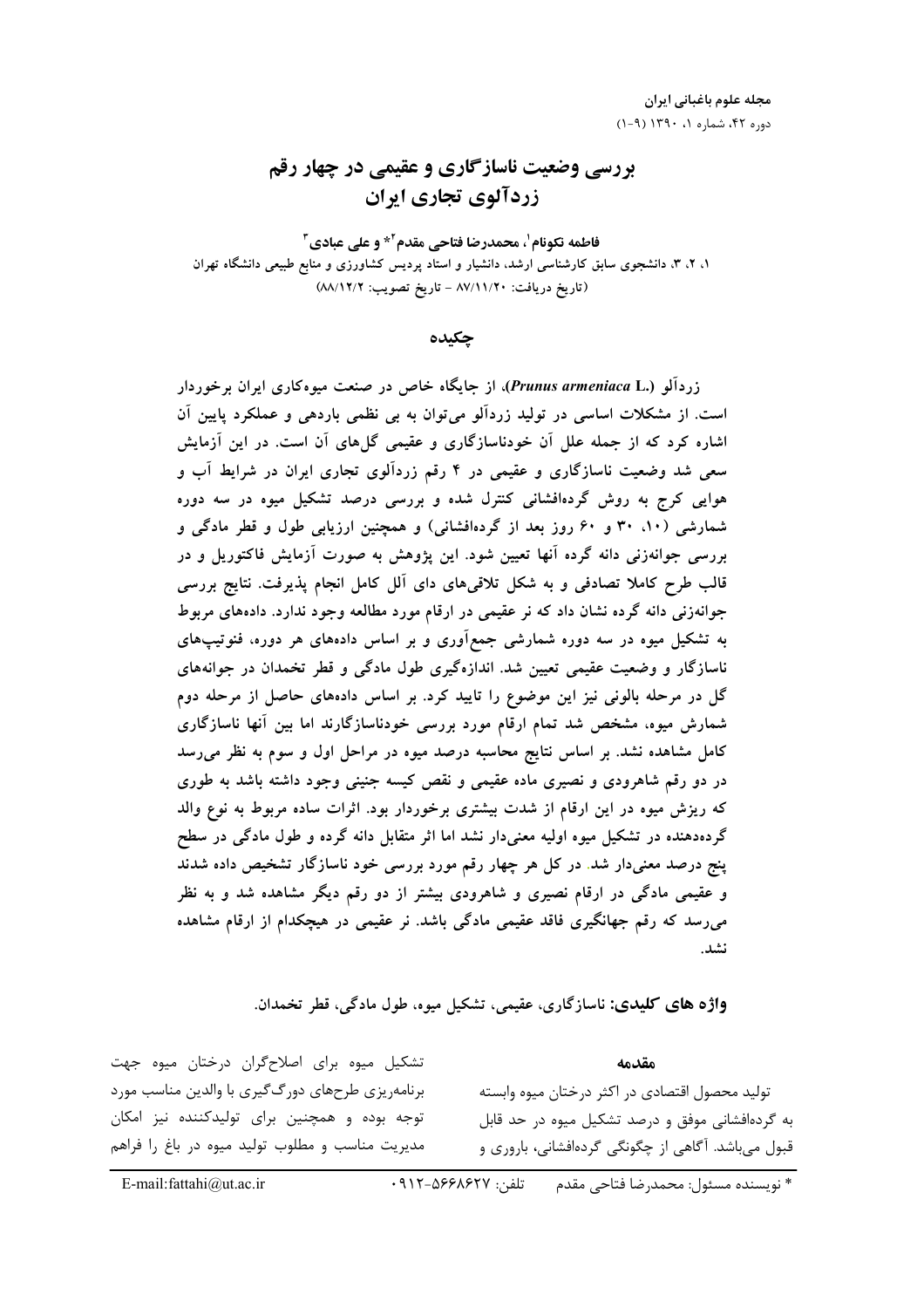# بررسی وضعیت ناسازگاری و عقیمی در چهار رقم زردآلوی تجاری ایران

**فاطمه نکونام[1]، محمدرضا فتاحی مقدم[2]* و علی عبادی[3]**

۱، ۲، ۳، دانشجوی سابق کارشناسی ارشد، دانشیار و استاد پردیس کشاورزی و منابع طبیعی دانشگاه تهران

(تاریخ دریافت: ۸۷/۱۱/۲۰ - تاریخ تصویب: ۸۸/۱۲/۲)

## چکیده

زردآلو (*Prunus armeniaca* L.)، از جایگاه خاص در صنعت میوه‌کاری ایران برخوردار است. از مشکلات اساسی در تولید زردآلو می‌توان به بی نظمی باردهی و عملکرد پایین آن اشاره کرد که از جمله علل آن خودناسازگاری و عقیمی گل‌های آن است. در این آزمایش سعی شد وضعیت ناسازگاری و عقیمی در ۴ رقم زردآلوی تجاری ایران در شرایط آب و هوایی کرج به روش گرده‌افشانی کنترل شده و بررسی درصد تشکیل میوه در سه دوره شمارشی (۱۰، ۳۰ و ۶۰ روز بعد از گرده‌افشانی) و همچنین ارزیابی طول و قطر مادگی و بررسی جوانه‌زنی دانه گرده آنها تعیین شود. این پژوهش به صورت آزمایش فاکتوریل و در قالب طرح کاملا تصادفی و به شکل تلاقی‌های دای آلل کامل انجام پذیرفت. نتایج بررسی جوانه‌زنی دانه گرده نشان داد که نر عقیمی در ارقام مورد مطالعه وجود ندارد. داده‌های مربوط به تشکیل میوه در سه دوره شمارشی جمع‌آوری و بر اساس داده‌های هر دوره، فنوتیپ‌های ناسازگار و وضعیت عقیمی تعیین شد. اندازه‌گیری طول مادگی و قطر تخمدان در جوانه‌های گل در مرحله بالونی نیز این موضوع را تایید کرد. بر اساس داده‌های حاصل از مرحله دوم شمارش میوه، مشخص شد تمام ارقام مورد بررسی خودناسازگارند اما بین آنها ناسازگاری کامل مشاهده نشد. بر اساس نتایج محاسبه درصد میوه در مراحل اول و سوم به نظر می‌رسد در دو رقم شاهرودی و نصیری ماده عقیمی و نقص کیسه جنینی وجود داشته باشد به طوری که ریزش میوه در این ارقام از شدت بیشتری برخوردار بود. اثرات ساده مربوط به نوع والد گرده‌دهنده در تشکیل میوه اولیه معنی‌دار نشد اما اثر متقابل دانه گرده و طول مادگی در سطح پنج درصد معنی‌دار شد. در کل هر چهار رقم مورد بررسی خود ناسازگار تشخیص داده شدند و عقیمی مادگی در ارقام نصیری و شاهرودی بیشتر از دو رقم دیگر مشاهده شد و به نظر می‌رسد که رقم جهانگیری فاقد عقیمی مادگی باشد. نر عقیمی در هیچکدام از ارقام مشاهده نشد.

**واژه های کلیدی:** ناسازگاری، عقیمی، تشکیل میوه، طول مادگی، قطر تخمدان.

## مقدمه

تولید محصول اقتصادی در اکثر درختان میوه وابسته به گرده‌افشانی موفق و درصد تشکیل میوه در حد قابل قبول می‌باشد. آگاهی از چگونگی گرده‌افشانی، باروری و تشکیل میوه برای اصلاح‌گران درختان میوه جهت برنامه‌ریزی طرح‌های دورگ‌گیری با والدین مناسب مورد توجه بوده و همچنین برای تولیدکننده نیز امکان مدیریت مناسب و مطلوب تولید میوه در باغ را فراهم

* نویسنده مسئول: محمدرضا فتاحی مقدم تلفن: ۰۹۱۲-۵۶۶۸۶۲۷ E-mail:fattahi@ut.ac.ir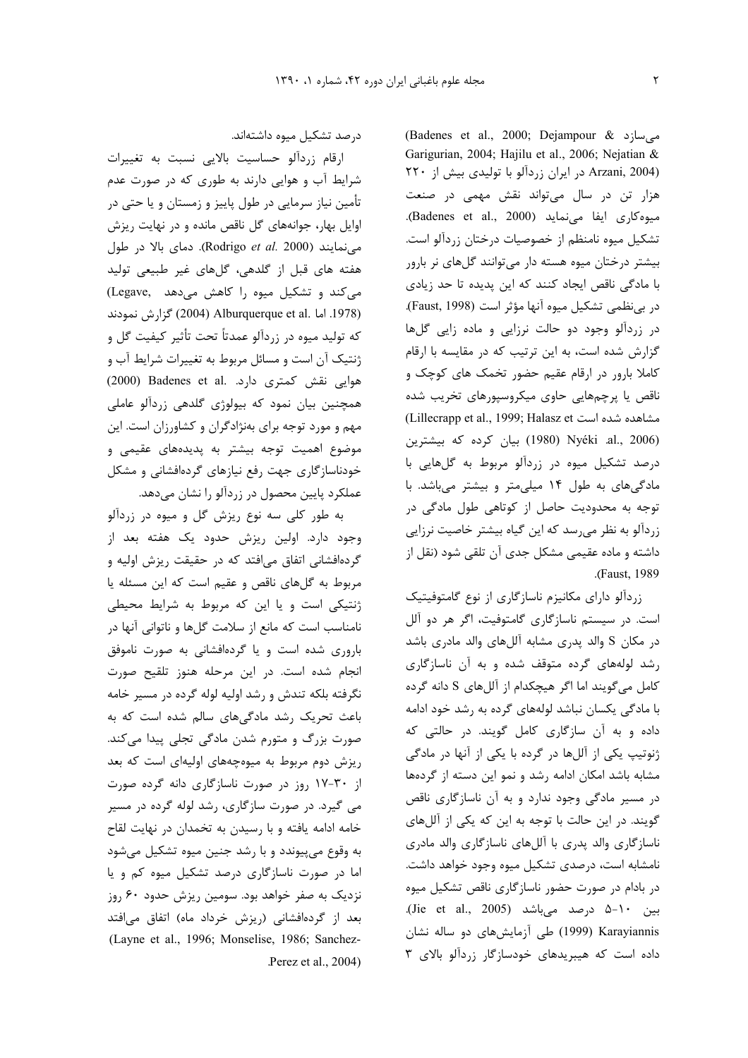می‌سازد (Badenes et al., 2000; Dejampour & Garigurian, 2004; Hajilu et al., 2006; Nejatian & Arzani, 2004) در ایران زردآلو با تولیدی بیش از ۲۲۰ هزار تن در سال می‌تواند نقش مهمی در صنعت میوه‌کاری ایفا می‌نماید (Badenes et al., 2000). تشکیل میوه نامنظم از خصوصیات درختان زردآلو است. بیشتر درختان میوه هسته دار می‌توانند گل‌های نر بارور با مادگی ناقص ایجاد کنند که این پدیده تا حد زیادی در بی‌نظمی تشکیل میوه آنها مؤثر است (Faust, 1998). در زردآلو وجود دو حالت نرزایی و ماده زایی گل‌ها گزارش شده است، به این ترتیب که در مقایسه با ارقام کاملا بارور در ارقام عقیم حضور تخمک های کوچک و ناقص یا پرچم‌هایی حاوی میکروسپورهای تخریب شده مشاهده شده است (Lillecrapp et al., 1999; Halasz et al., 2006). Nyéki (1980) بیان کرده که بیشترین درصد تشکیل میوه در زردآلو مربوط به گل‌هایی با مادگی‌های به طول ۱۴ میلی‌متر و بیشتر می‌باشد. با توجه به محدودیت حاصل از کوتاهی طول مادگی در زردآلو به نظر می‌رسد که این گیاه بیشتر خاصیت نرزایی داشته و ماده عقیمی مشکل جدی آن تلقی شود (نقل از Faust, 1989).

زردآلو دارای مکانیزم ناسازگاری از نوع گامتوفیتیک است. در سیستم ناسازگاری گامتوفیت، اگر هر دو آلل در مکان S والد پدری مشابه آلل‌های والد مادری باشد رشد لوله‌های گرده متوقف شده و به آن ناسازگاری کامل می‌گویند اما اگر هیچکدام از آلل‌های S دانه گرده با مادگی یکسان نباشد لوله‌های گرده به رشد خود ادامه داده و به آن سازگاری کامل گویند. در حالتی که ژنوتیپ یکی از آلل‌ها در گرده با یکی از آنها در مادگی مشابه باشد امکان ادامه رشد و نمو این دسته از گرده‌ها در مسیر مادگی وجود ندارد و به آن ناسازگاری ناقص گویند. در این حالت با توجه به این که یکی از آلل‌های ناسازگاری والد پدری با آلل‌های ناسازگاری والد مادری نامشابه است، درصدی تشکیل میوه وجود خواهد داشت. در بادام در صورت حضور ناسازگاری ناقص تشکیل میوه بین ۱۰-۵ درصد می‌باشد (Jie et al., 2005). Karayiannis (1999) طی آزمایش‌های دو ساله نشان داده است که هیبریدهای خودسازگار زردآلو بالای ۳ درصد تشکیل میوه داشته‌اند.

ارقام زردآلو حساسیت بالایی نسبت به تغییرات شرایط آب و هوایی دارند به طوری که در صورت عدم تأمین نیاز سرمایی در طول پاییز و زمستان و یا حتی در اوایل بهار، جوانه‌های گل ناقص مانده و در نهایت ریزش می‌نمایند (Rodrigo *et al.* 2000). دمای بالا در طول هفته های قبل از گلدهی، گل‌های غیر طبیعی تولید می‌کند و تشکیل میوه را کاهش می‌دهد (Legave, 1978). اما Alburquerque et al. (2004) گزارش نمودند که تولید میوه در زردآلو عمدتاً تحت تأثیر کیفیت گل و ژنتیک آن است و مسائل مربوط به تغییرات شرایط آب و هوایی نقش کمتری دارد. Badenes et al. (2000) همچنین بیان نمود که بیولوژی گلدهی زردآلو عاملی مهم و مورد توجه برای به‌نژادگران و کشاورزان است. این موضوع اهمیت توجه بیشتر به پدیده‌های عقیمی و خودناسازگاری جهت رفع نیازهای گرده‌افشانی و مشکل عملکرد پایین محصول در زردآلو را نشان می‌دهد.

به طور کلی سه نوع ریزش گل و میوه در زردآلو وجود دارد. اولین ریزش حدود یک هفته بعد از گرده‌افشانی اتفاق می‌افتد که در حقیقت ریزش اولیه و مربوط به گل‌های ناقص و عقیم است که این مسئله یا ژنتیکی است و یا این که مربوط به شرایط محیطی نامناسب است که مانع از سلامت گل‌ها و ناتوانی آنها در باروری شده است و یا گرده‌افشانی به صورت ناموفق انجام شده است. در این مرحله هنوز تلقیح صورت نگرفته بلکه تندش و رشد اولیه لوله گرده در مسیر خامه باعث تحریک رشد مادگی‌های سالم شده است که به صورت بزرگ و متورم شدن مادگی تجلی پیدا می‌کند. ریزش دوم مربوط به میوه‌چه‌های اولیه‌ای است که بعد از ۳۰-۱۷ روز در صورت ناسازگاری دانه گرده صورت می گیرد. در صورت سازگاری، رشد لوله گرده در مسیر خامه ادامه یافته و با رسیدن به تخمدان در نهایت لقاح به وقوع می‌پیوندد و با رشد جنین میوه تشکیل می‌شود اما در صورت ناسازگاری درصد تشکیل میوه کم و یا نزدیک به صفر خواهد بود. سومین ریزش حدود ۶۰ روز بعد از گرده‌افشانی (ریزش خرداد ماه) اتفاق می‌افتد (Layne et al., 1996; Monselise, 1986; Sanchez-Perez et al., 2004).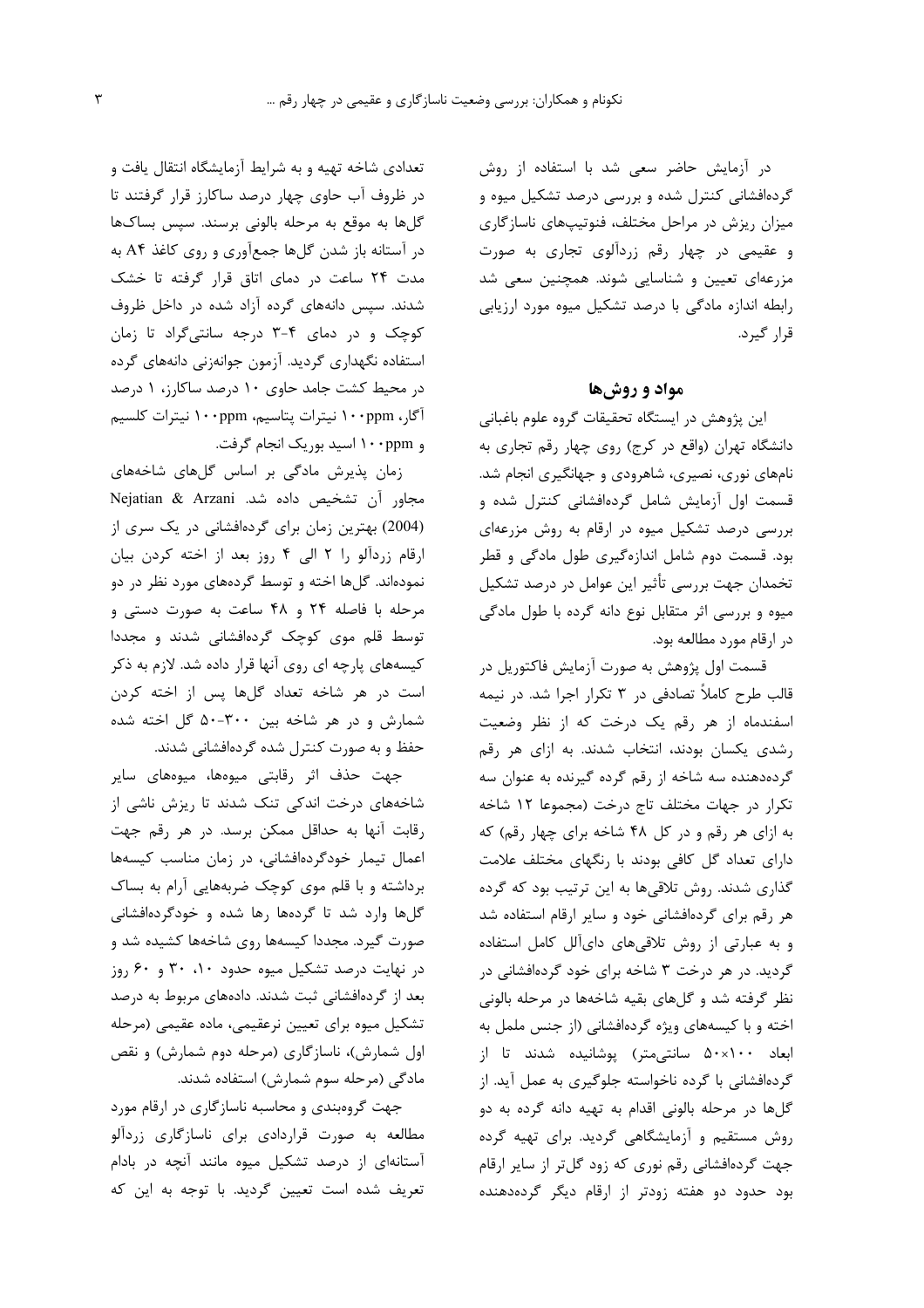در آزمایش حاضر سعی شد با استفاده از روش گرده‌افشانی کنترل شده و بررسی درصد تشکیل میوه و میزان ریزش در مراحل مختلف، فنوتیپ‌های ناسازگاری و عقیمی در چهار رقم زردآلوی تجاری به صورت مزرعه‌ای تعیین و شناسایی شوند. همچنین سعی شد رابطه اندازه مادگی با درصد تشکیل میوه مورد ارزیابی قرار گیرد.

## مواد و روش‌ها

این پژوهش در ایستگاه تحقیقات گروه علوم باغبانی دانشگاه تهران (واقع در کرج) روی چهار رقم تجاری به نام‌های نوری، نصیری، شاهرودی و جهانگیری انجام شد. قسمت اول آزمایش شامل گرده‌افشانی کنترل شده و بررسی درصد تشکیل میوه در ارقام به روش مزرعه‌ای بود. قسمت دوم شامل اندازه‌گیری طول مادگی و قطر تخمدان جهت بررسی تأثیر این عوامل در درصد تشکیل میوه و بررسی اثر متقابل نوع دانه گرده با طول مادگی در ارقام مورد مطالعه بود.

قسمت اول پژوهش به صورت آزمایش فاکتوریل در قالب طرح کاملاً تصادفی در ۳ تکرار اجرا شد. در نیمه اسفندماه از هر رقم یک درخت که از نظر وضعیت رشدی یکسان بودند، انتخاب شدند. به ازای هر رقم گرده‌دهنده سه شاخه از رقم گرده گیرنده به عنوان سه تکرار در جهات مختلف تاج درخت (مجموعا ۱۲ شاخه به ازای هر رقم و در کل ۴۸ شاخه برای چهار رقم) که دارای تعداد گل کافی بودند با رنگهای مختلف علامت گذاری شدند. روش تلاقی‌ها به این ترتیب بود که گرده هر رقم برای گرده‌افشانی خود و سایر ارقام استفاده شد و به عبارتی از روش تلاقی‌های دای‌آلل کامل استفاده گردید. در هر درخت ۳ شاخه برای خود گرده‌افشانی در نظر گرفته شد و گل‌های بقیه شاخه‌ها در مرحله بالونی اخته و با کیسه‌های ویژه گرده‌افشانی (از جنس ململ به ابعاد ۱۰۰×۵۰ سانتی‌متر) پوشانیده شدند تا از گرده‌افشانی با گرده ناخواسته جلوگیری به عمل آید. از گل‌ها در مرحله بالونی اقدام به تهیه دانه گرده به دو روش مستقیم و آزمایشگاهی گردید. برای تهیه گرده جهت گرده‌افشانی رقم نوری که زود گل‌تر از سایر ارقام بود حدود دو هفته زودتر از ارقام دیگر گرده‌دهنده تعدادی شاخه تهیه و به شرایط آزمایشگاه انتقال یافت و در ظروف آب حاوی چهار درصد ساکارز قرار گرفتند تا گل‌ها به موقع به مرحله بالونی برسند. سپس بساک‌ها در آستانه باز شدن گل‌ها جمع‌آوری و روی کاغذ A4 به مدت ۲۴ ساعت در دمای اتاق قرار گرفته تا خشک شدند. سپس دانه‌های گرده آزاد شده در داخل ظروف کوچک و در دمای ۴-۳ درجه سانتی‌گراد تا زمان استفاده نگهداری گردید. آزمون جوانه‌زنی دانه‌های گرده در محیط کشت جامد حاوی ۱۰ درصد ساکارز، ۱ درصد آگار، ۱۰۰ppm نیترات پتاسیم، ۱۰۰ppm نیترات کلسیم و ۱۰۰ppm اسید بوریک انجام گرفت.

زمان پذیرش مادگی بر اساس گل‌های شاخه‌های مجاور آن تشخیص داده شد. Nejatian & Arzani (2004) بهترین زمان برای گرده‌افشانی در یک سری از ارقام زردآلو را ۲ الی ۴ روز بعد از اخته کردن بیان نموده‌اند. گل‌ها اخته و توسط گرده‌های مورد نظر در دو مرحله با فاصله ۲۴ و ۴۸ ساعت به صورت دستی و توسط قلم موی کوچک گرده‌افشانی شدند و مجددا کیسه‌های پارچه ای روی آنها قرار داده شد. لازم به ذکر است در هر شاخه تعداد گل‌ها پس از اخته کردن شمارش و در هر شاخه بین ۳۰۰-۵۰ گل اخته شده حفظ و به صورت کنترل شده گرده‌افشانی شدند.

جهت حذف اثر رقابتی میوه‌ها، میوه‌های سایر شاخه‌های درخت اندکی تنک شدند تا ریزش ناشی از رقابت آنها به حداقل ممکن برسد. در هر رقم جهت اعمال تیمار خودگرده‌افشانی، در زمان مناسب کیسه‌ها برداشته و با قلم موی کوچک ضربه‌هایی آرام به بساک گل‌ها وارد شد تا گرده‌ها رها شده و خودگرده‌افشانی صورت گیرد. مجددا کیسه‌ها روی شاخه‌ها کشیده شد و در نهایت درصد تشکیل میوه حدود ۱۰، ۳۰ و ۶۰ روز بعد از گرده‌افشانی ثبت شدند. داده‌های مربوط به درصد تشکیل میوه برای تعیین نرعقیمی، ماده عقیمی (مرحله اول شمارش)، ناسازگاری (مرحله دوم شمارش) و نقص مادگی (مرحله سوم شمارش) استفاده شدند.

جهت گروه‌بندی و محاسبه ناسازگاری در ارقام مورد مطالعه به صورت قراردادی برای ناسازگاری زردآلو آستانه‌ای از درصد تشکیل میوه مانند آنچه در بادام تعریف شده است تعیین گردید. با توجه به این که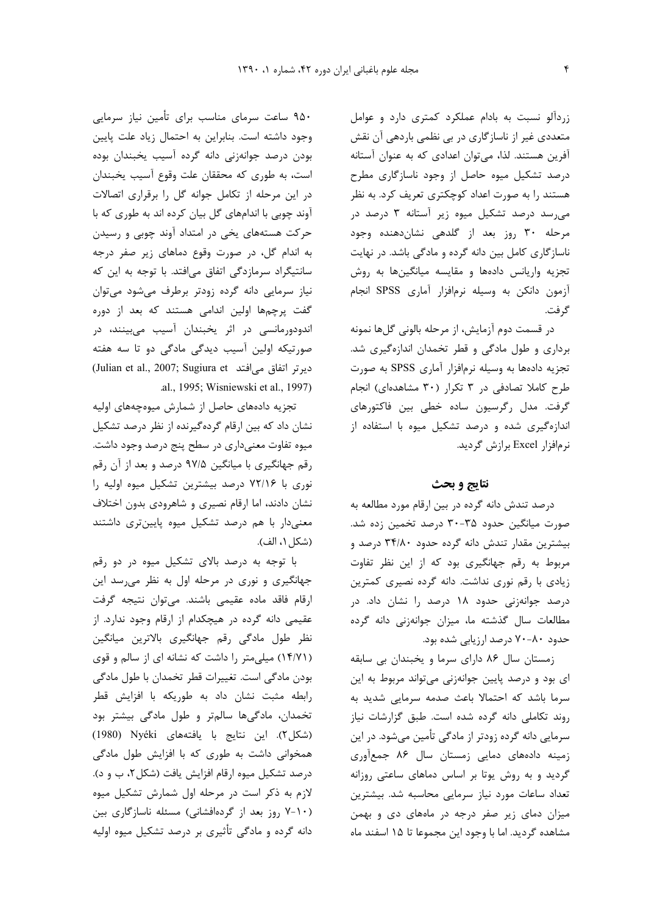زردآلو نسبت به بادام عملکرد کمتری دارد و عوامل متعددی غیر از ناسازگاری در بی نظمی باردهی آن نقش آفرین هستند. لذا، می‌توان اعدادی که به عنوان آستانه درصد تشکیل میوه حاصل از وجود ناسازگاری مطرح هستند را به صورت اعداد کوچکتری تعریف کرد. به نظر می‌رسد درصد تشکیل میوه زیر آستانه ۳ درصد در مرحله ۳۰ روز بعد از گلدهی نشان‌دهنده وجود ناسازگاری کامل بین دانه گرده و مادگی باشد. در نهایت تجزیه واریانس داده‌ها و مقایسه میانگین‌ها به روش آزمون دانکن به وسیله نرم‌افزار آماری SPSS انجام گرفت.

در قسمت دوم آزمایش، از مرحله بالونی گل‌ها نمونه برداری و طول مادگی و قطر تخمدان اندازه‌گیری شد. تجزیه داده‌ها به وسیله نرم‌افزار آماری SPSS به صورت طرح کاملا تصادفی در ۳ تکرار (۳۰ مشاهده‌ای) انجام گرفت. مدل رگرسیون ساده خطی بین فاکتورهای اندازه‌گیری شده و درصد تشکیل میوه با استفاده از نرم‌افزار Excel برازش گردید.

## نتایج و بحث

درصد تندش دانه گرده در بین ارقام مورد مطالعه به صورت میانگین حدود ۳۵-۳۰ درصد تخمین زده شد. بیشترین مقدار تندش دانه گرده حدود ۳۴/۸۰ درصد و مربوط به رقم جهانگیری بود که از این نظر تفاوت زیادی با رقم نوری نداشت. دانه گرده نصیری کمترین درصد جوانه‌زنی حدود ۱۸ درصد را نشان داد. در مطالعات سال گذشته ما، میزان جوانه‌زنی دانه گرده حدود ۸۰-۷۰ درصد ارزیابی شده بود.

زمستان سال ۸۶ دارای سرما و یخبندان بی سابقه ای بود و درصد پایین جوانه‌زنی می‌تواند مربوط به این سرما باشد که احتمالا باعث صدمه سرمایی شدید به روند تکاملی دانه گرده شده است. طبق گزارشات نیاز سرمایی دانه گرده زودتر از مادگی تأمین می‌شود. در این زمینه داده‌های دمایی زمستان سال ۸۶ جمع‌آوری گردید و به روش یوتا بر اساس دماهای ساعتی روزانه تعداد ساعات مورد نیاز سرمایی محاسبه شد. بیشترین میزان دمای زیر صفر درجه در ماه‌های دی و بهمن مشاهده گردید. اما با وجود این مجموعا تا ۱۵ اسفند ماه ۹۵۰ ساعت سرمای مناسب برای تأمین نیاز سرمایی وجود داشته است. بنابراین به احتمال زیاد علت پایین بودن درصد جوانه‌زنی دانه گرده آسیب یخبندان بوده است، به طوری که محققان علت وقوع آسیب یخبندان در این مرحله از تکامل جوانه گل را برقراری اتصالات آوند چوبی با اندام‌های گل بیان کرده اند به طوری که با حرکت هسته‌های یخی در امتداد آوند چوبی و رسیدن به اندام گل، در صورت وقوع دماهای زیر صفر درجه سانتیگراد سرمازدگی اتفاق می‌افتد. با توجه به این که نیاز سرمایی دانه گرده زودتر برطرف می‌شود می‌توان گفت پرچم‌ها اولین اندامی هستند که بعد از دوره اندودورمانسی در اثر یخبندان آسیب می‌بینند، در صورتیکه اولین آسیب دیدگی مادگی دو تا سه هفته دیرتر اتفاق می‌افتد (Julian et al., 2007; Sugiura et al., 1995; Wisniewski et al., 1997).

تجزیه داده‌های حاصل از شمارش میوه‌چه‌های اولیه نشان داد که بین ارقام گرده‌گیرنده از نظر درصد تشکیل میوه تفاوت معنی‌داری در سطح پنج درصد وجود داشت. رقم جهانگیری با میانگین ۹۷/۵ درصد و بعد از آن رقم نوری با ۷۲/۱۶ درصد بیشترین تشکیل میوه اولیه را نشان دادند، اما ارقام نصیری و شاهرودی بدون اختلاف معنی‌دار با هم درصد تشکیل میوه پایین‌تری داشتند (شکل ۱، الف).

با توجه به درصد بالای تشکیل میوه در دو رقم جهانگیری و نوری در مرحله اول به نظر می‌رسد این ارقام فاقد ماده عقیمی باشند. می‌توان نتیجه گرفت عقیمی دانه گرده در هیچکدام از ارقام وجود ندارد. از نظر طول مادگی رقم جهانگیری بالاترین میانگین (۱۴/۷۱) میلی‌متر را داشت که نشانه ای از سالم و قوی بودن مادگی است. تغییرات قطر تخمدان با طول مادگی رابطه مثبت نشان داد به طوریکه با افزایش قطر تخمدان، مادگی‌ها سالم‌تر و طول مادگی بیشتر بود (شکل۲). این نتایج با یافته‌های Nyéki (1980) همخوانی داشت به طوری که با افزایش طول مادگی درصد تشکیل میوه ارقام افزایش یافت (شکل۲، ب و د). لازم به ذکر است در مرحله اول شمارش تشکیل میوه (۱۰-۷ روز بعد از گرده‌افشانی) مسئله ناسازگاری بین دانه گرده و مادگی تأثیری بر درصد تشکیل میوه اولیه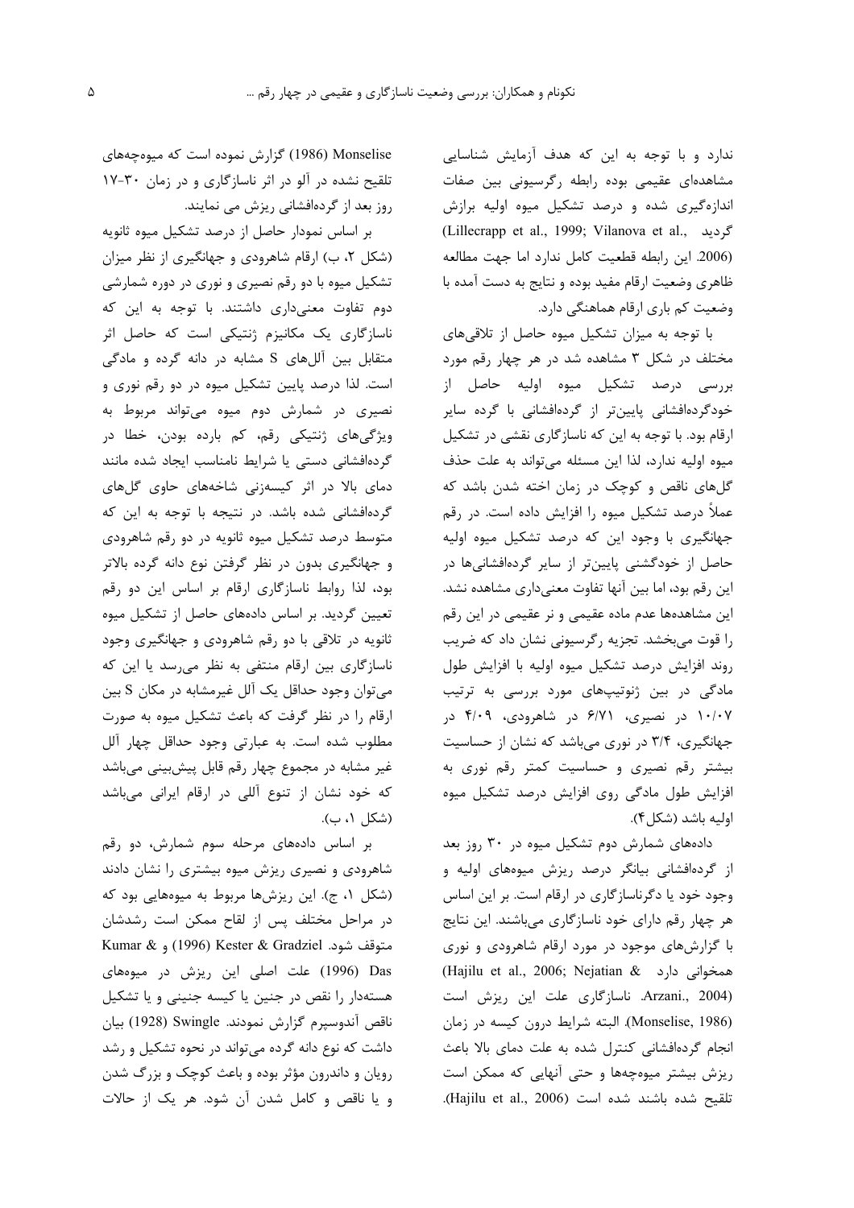ندارد و با توجه به این که هدف آزمایش شناسایی مشاهده‌ای عقیمی بوده رابطه رگرسیونی بین صفات اندازه‌گیری شده و درصد تشکیل میوه اولیه برازش گردید (Lillecrapp et al., 1999; Vilanova et al., 2006). این رابطه قطعیت کامل ندارد اما جهت مطالعه ظاهری وضعیت ارقام مفید بوده و نتایج به دست آمده با وضعیت کم باری ارقام هماهنگی دارد.

با توجه به میزان تشکیل میوه حاصل از تلاقی‌های مختلف در شکل ۳ مشاهده شد در هر چهار رقم مورد بررسی درصد تشکیل میوه اولیه حاصل از خودگرده‌افشانی پایین‌تر از گرده‌افشانی با گرده سایر ارقام بود. با توجه به این که ناسازگاری نقشی در تشکیل میوه اولیه ندارد، لذا این مسئله می‌تواند به علت حذف گل‌های ناقص و کوچک در زمان اخته شدن باشد که عملاً درصد تشکیل میوه را افزایش داده است. در رقم جهانگیری با وجود این که درصد تشکیل میوه اولیه حاصل از خودگشنی پایین‌تر از سایر گرده‌افشانی‌ها در این رقم بود، اما بین آنها تفاوت معنی‌داری مشاهده نشد. این مشاهده‌ها عدم ماده عقیمی و نر عقیمی در این رقم را قوت می‌بخشد. تجزیه رگرسیونی نشان داد که ضریب روند افزایش درصد تشکیل میوه اولیه با افزایش طول مادگی در بین ژنوتیپ‌های مورد بررسی به ترتیب ۱۰/۰۷ در نصیری، ۶/۷۱ در شاهرودی، ۴/۰۹ در جهانگیری، ۳/۴ در نوری می‌باشد که نشان از حساسیت بیشتر رقم نصیری و حساسیت کمتر رقم نوری به افزایش طول مادگی روی افزایش درصد تشکیل میوه اولیه باشد (شکل ۴).

داده‌های شمارش دوم تشکیل میوه در ۳۰ روز بعد از گرده‌افشانی بیانگر درصد ریزش میوه‌های اولیه و وجود خود یا دگرناسازگاری در ارقام است. بر این اساس هر چهار رقم دارای خود ناسازگاری می‌باشند. این نتایج با گزارش‌های موجود در مورد ارقام شاهرودی و نوری همخوانی دارد (Hajilu et al., 2006; Nejatian & Arzani., 2004). ناسازگاری علت این ریزش است (Monselise, 1986). البته شرایط درون کیسه در زمان انجام گرده‌افشانی کنترل شده به علت دمای بالا باعث ریزش بیشتر میوه‌چه‌ها و حتی آنهایی که ممکن است تلقیح شده باشند شده است (Hajilu et al., 2006).

Monselise (1986) گزارش نموده است که میوه‌چه‌های تلقیح نشده در آلو در اثر ناسازگاری و در زمان ۳۰-۱۷ روز بعد از گرده‌افشانی ریزش می نمایند.

بر اساس نمودار حاصل از درصد تشکیل میوه ثانویه (شکل ۲، ب) ارقام شاهرودی و جهانگیری از نظر میزان تشکیل میوه با دو رقم نصیری و نوری در دوره شمارشی دوم تفاوت معنی‌داری داشتند. با توجه به این که ناسازگاری یک مکانیزم ژنتیکی است که حاصل اثر متقابل بین آلل‌های S مشابه در دانه گرده و مادگی است. لذا درصد پایین تشکیل میوه در دو رقم نوری و نصیری در شمارش دوم میوه می‌تواند مربوط به ویژگی‌های ژنتیکی رقم، کم بارده بودن، خطا در گرده‌افشانی دستی یا شرایط نامناسب ایجاد شده مانند دمای بالا در اثر کیسه‌زنی شاخه‌های حاوی گل‌های گرده‌افشانی شده باشد. در نتیجه با توجه به این که متوسط درصد تشکیل میوه ثانویه در دو رقم شاهرودی و جهانگیری بدون در نظر گرفتن نوع دانه گرده بالاتر بود، لذا روابط ناسازگاری ارقام بر اساس این دو رقم تعیین گردید. بر اساس داده‌های حاصل از تشکیل میوه ثانویه در تلاقی با دو رقم شاهرودی و جهانگیری وجود ناسازگاری بین ارقام منتفی به نظر می‌رسد یا این که می‌توان وجود حداقل یک آلل غیرمشابه در مکان S بین ارقام را در نظر گرفت که باعث تشکیل میوه به صورت مطلوب شده است. به عبارتی وجود حداقل چهار آلل غیر مشابه در مجموع چهار رقم قابل پیش‌بینی می‌باشد که خود نشان از تنوع آللی در ارقام ایرانی می‌باشد (شکل ۱، ب).

بر اساس داده‌های مرحله سوم شمارش، دو رقم شاهرودی و نصیری ریزش میوه بیشتری را نشان دادند (شکل ۱، ج). این ریزش‌ها مربوط به میوه‌هایی بود که در مراحل مختلف پس از لقاح ممکن است رشدشان متوقف شود. Kester & Gradziel (1996) و Kumar & Das (1996) علت اصلی این ریزش در میوه‌های هسته‌دار را نقص در جنین یا کیسه جنینی و یا تشکیل ناقص آندوسپرم گزارش نمودند. Swingle (1928) بیان داشت که نوع دانه گرده می‌تواند در نحوه تشکیل و رشد رویان و داندرون مؤثر بوده و باعث کوچک و بزرگ شدن و یا ناقص و کامل شدن آن شود. هر یک از حالات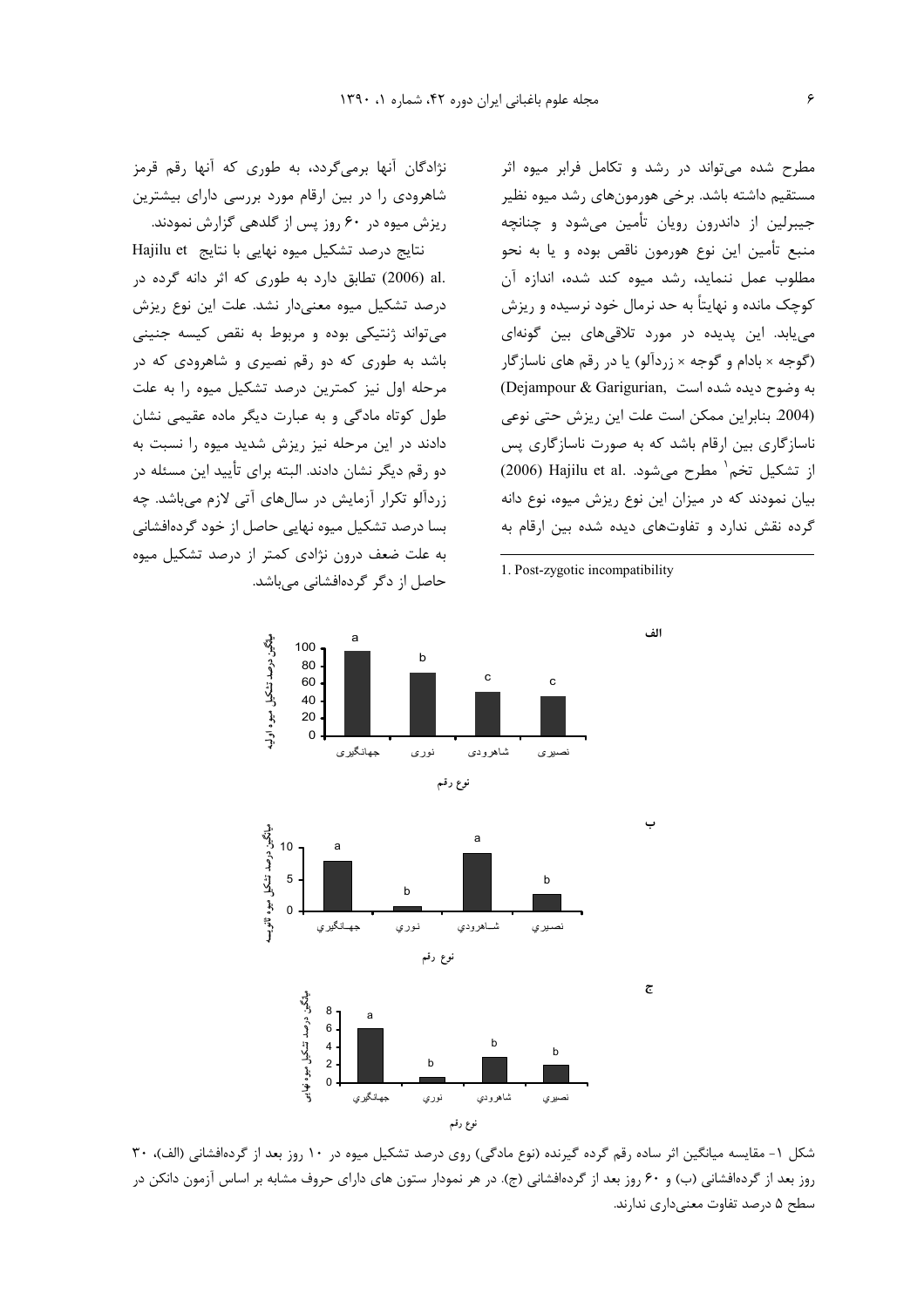مطرح شده می‌تواند در رشد و تکامل فرابر میوه اثر مستقیم داشته باشد. برخی هورمون‌های رشد میوه نظیر جیبرلین از دانderون رویان تأمین می‌شود و چنانچه منبع تأمین این نوع هورمون ناقص بوده و یا به نحو مطلوب عمل ننماید، رشد میوه کند شده، اندازه آن کوچک مانده و نهایتاً به حد نرمال خود نرسیده و ریزش می‌یابد. این پدیده در مورد تلاقی‌های بین گونه‌ای (گوجه × بادام و گوجه × زردآلو) یا در رقم های ناسازگار به وضوح دیده شده است (Dejampour & Garigurian, 2004). بنابراین ممکن است علت این ریزش حتی نوعی ناسازگاری بین ارقام باشد که به صورت ناسازگاری پس از تشکیل تخم[1] مطرح می‌شود. Hajilu et al. (2006) بیان نمودند که در میزان این نوع ریزش میوه، نوع دانه گرده نقش ندارد و تفاوت‌های دیده شده بین ارقام به نژادگان آنها برمی‌گردد، به طوری که آنها رقم قرمز شاهرودی را در بین ارقام مورد بررسی دارای بیشترین ریزش میوه در ۶۰ روز پس از گلدهی گزارش نمودند.

نتایج درصد تشکیل میوه نهایی با نتایج Hajilu et al. (2006) تطابق دارد به طوری که اثر دانه گرده در درصد تشکیل میوه معنی‌دار نشد. علت این نوع ریزش می‌تواند ژنتیکی بوده و مربوط به نقص کیسه جنینی باشد به طوری که دو رقم نصیری و شاهرودی که در مرحله اول نیز کمترین درصد تشکیل میوه را به علت طول کوتاه مادگی و به عبارت دیگر ماده عقیمی نشان دادند در این مرحله نیز ریزش شدید میوه را نسبت به دو رقم دیگر نشان دادند. البته برای تأیید این مسئله در زردآلو تکرار آزمایش در سال‌های آتی لازم می‌باشد. چه بسا درصد تشکیل میوه نهایی حاصل از خود گرده‌افشانی به علت ضعف درون نژادی کمتر از درصد تشکیل میوه حاصل از دگر گرده‌افشانی می‌باشد.

1. Post-zygotic incompatibility

الف

| نوع رقم | جهانگیری | نوری | شاهرودی | نصیری |
|---|---|---|---|---|
| میانگین درصد تشکیل میوه اولیه | a | b | c | c |

ب

| نوع رقم | جهانگیری | نوری | شاهرودی | نصیری |
|---|---|---|---|---|
| میانگین درصد تشکیل میوه ثانویه | a | b | a | b |

ج

| نوع رقم | جهانگیری | نوری | شاهرودی | نصیری |
|---|---|---|---|---|
| میانگین درصد تشکیل میوه نهایی | a | b | b | b |

شکل ۱- مقایسه میانگین اثر ساده رقم گرده گیرنده (نوع مادگی) روی درصد تشکیل میوه در ۱۰ روز بعد از گرده‌افشانی (الف)، ۳۰ روز بعد از گرده‌افشانی (ب) و ۶۰ روز بعد از گرده‌افشانی (ج). در هر نمودار ستون های دارای حروف مشابه بر اساس آزمون دانکن در سطح ۵ درصد تفاوت معنی‌داری ندارند.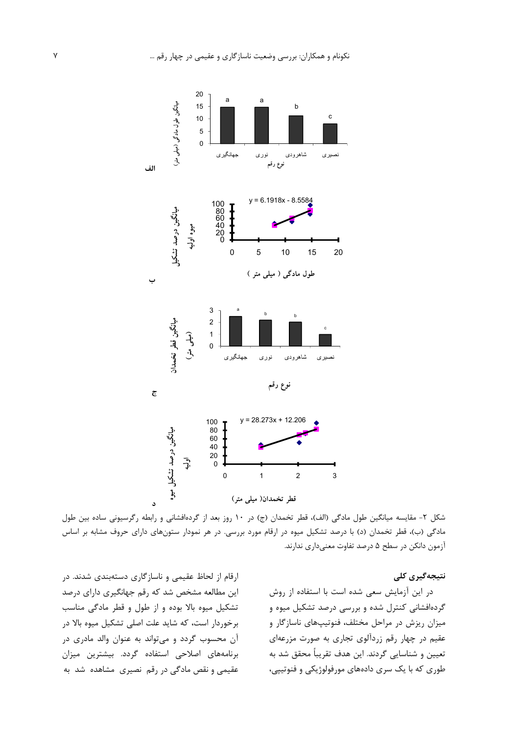الف

ب

ج

د

شکل ۲- مقایسه میانگین طول مادگی (الف)، قطر تخمدان (ج) در ۱۰ روز بعد از گرده‌افشانی و رابطه رگرسیونی ساده بین طول مادگی (ب)، قطر تخمدان (د) با درصد تشکیل میوه در ارقام مورد بررسی. در هر نمودار ستون‌های دارای حروف مشابه بر اساس آزمون دانکن در سطح ۵ درصد تفاوت معنی‌داری ندارند.

## نتیجه‌گیری کلی

در این آزمایش سعی شده است با استفاده از روش گرده‌افشانی کنترل شده و بررسی درصد تشکیل میوه و میزان ریزش در مراحل مختلف، فنوتیپهای ناسازگار و عقیم در چهار رقم زردآلوی تجاری به صورت مزرعه‌ای تعیین و شناسایی گردند. این هدف تقریباً محقق شد به طوری که با یک سری داده‌های مورفولوژیکی و فنوتیپی، ارقام از لحاظ عقیمی و ناسازگاری دسته‌بندی شدند. در این مطالعه مشخص شد که رقم جهانگیری دارای درصد تشکیل میوه بالا بوده و از طول و قطر مادگی مناسب برخوردار است، که شاید علت اصلی تشکیل میوه بالا در آن محسوب گردد و می‌تواند به عنوان والد مادری در برنامه‌های اصلاحی استفاده گردد. بیشترین میزان عقیمی و نقص مادگی در رقم نصیری مشاهده شد به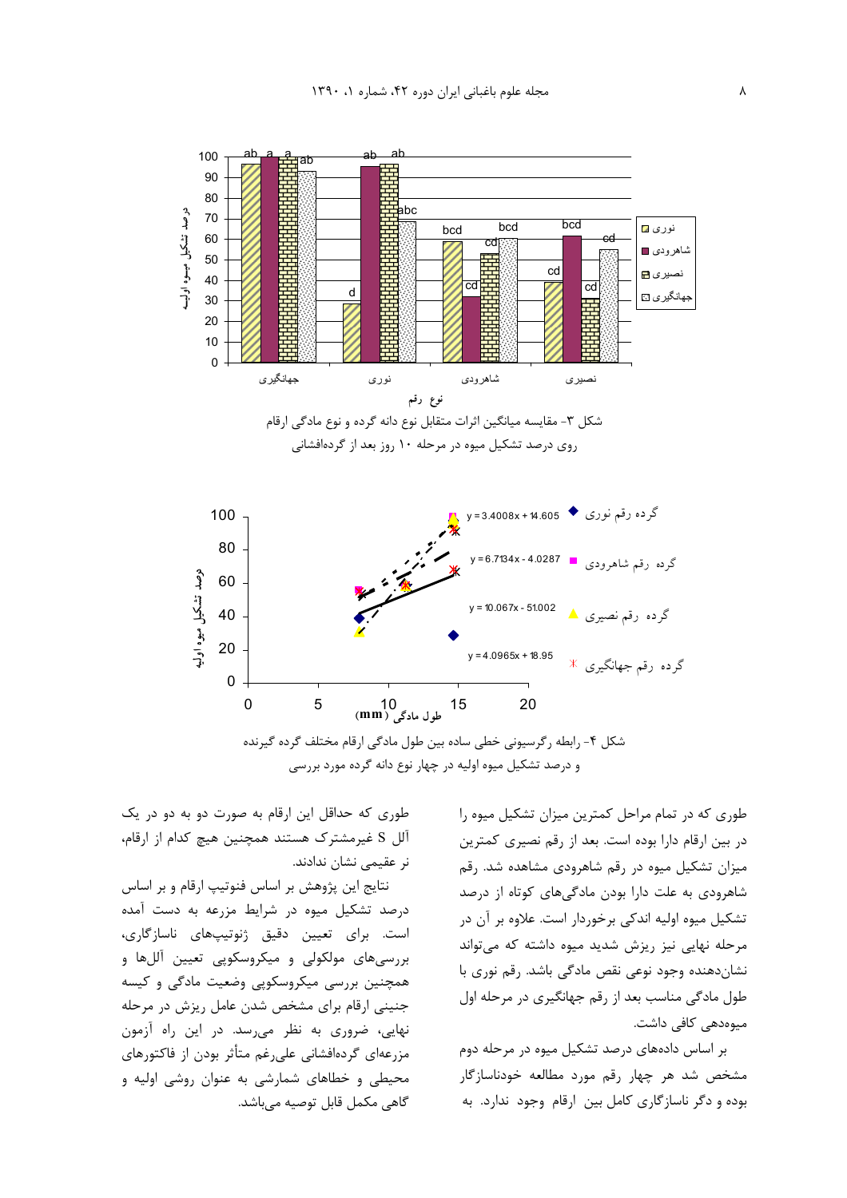شکل ۳- مقایسه میانگین اثرات متقابل نوع دانه گرده و نوع مادگی ارقام روی درصد تشکیل میوه در مرحله ۱۰ روز بعد از گرده‌افشانی

شکل ۴- رابطه رگرسیونی خطی ساده بین طول مادگی ارقام مختلف گرده گیرنده و درصد تشکیل میوه اولیه در چهار نوع دانه گرده مورد بررسی

طوری که در تمام مراحل کمترین میزان تشکیل میوه را در بین ارقام دارا بوده است. بعد از رقم نصیری کمترین میزان تشکیل میوه در رقم شاهرودی مشاهده شد. رقم شاهرودی به علت دارا بودن مادگی‌های کوتاه از درصد تشکیل میوه اولیه اندکی برخوردار است. علاوه بر آن در مرحله نهایی نیز ریزش شدید میوه داشته که می‌تواند نشان‌دهنده وجود نوعی نقص مادگی باشد. رقم نوری با طول مادگی مناسب بعد از رقم جهانگیری در مرحله اول میوه‌دهی کافی داشت.

بر اساس داده‌های درصد تشکیل میوه در مرحله دوم مشخص شد هر چهار رقم مورد مطالعه خودناسازگار بوده و دگر ناسازگاری کامل بین ارقام وجود ندارد. به طوری که حداقل این ارقام به صورت دو به دو در یک آلل S غیرمشترک هستند همچنین هیچ کدام از ارقام، نر عقیمی نشان ندادند.

نتایج این پژوهش بر اساس فنوتیپ ارقام و بر اساس درصد تشکیل میوه در شرایط مزرعه به دست آمده است. برای تعیین دقیق ژنوتیپ‌های ناسازگاری، بررسی‌های مولکولی و میکروسکوپی تعیین آلل‌ها و همچنین بررسی میکروسکوپی وضعیت مادگی و کیسه جنینی ارقام برای مشخص شدن عامل ریزش در مرحله نهایی، ضروری به نظر می‌رسد. در این راه آزمون مزرعه‌ای گرده‌افشانی علی‌رغم متأثر بودن از فاکتورهای محیطی و خطاهای شمارشی به عنوان روشی اولیه و گاهی مکمل قابل توصیه می‌باشد.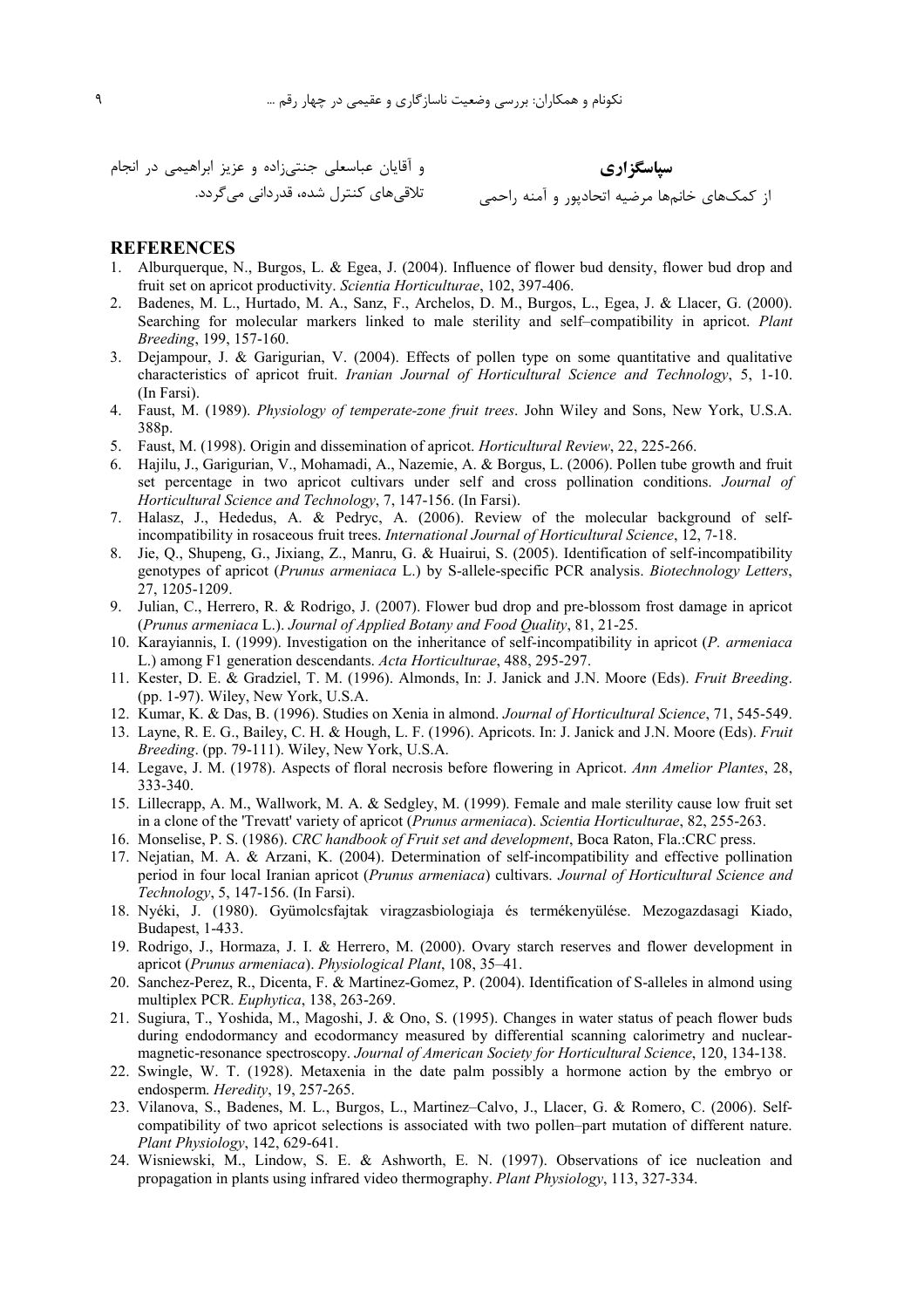**سپاسگزاری**

از کمک‌های خانم‌ها مرضیه اتحادپور و آمنه راحمی و آقایان عباسعلی جنتی‌زاده و عزیز ابراهیمی در انجام تلاقی‌های کنترل شده، قدردانی می‌گردد.

## REFERENCES

1. Alburquerque, N., Burgos, L. & Egea, J. (2004). Influence of flower bud density, flower bud drop and fruit set on apricot productivity. *Scientia Horticulturae*, 102, 397-406.
2. Badenes, M. L., Hurtado, M. A., Sanz, F., Archelos, D. M., Burgos, L., Egea, J. & Llacer, G. (2000). Searching for molecular markers linked to male sterility and self–compatibility in apricot. *Plant Breeding*, 199, 157-160.
3. Dejampour, J. & Garigurian, V. (2004). Effects of pollen type on some quantitative and qualitative characteristics of apricot fruit. *Iranian Journal of Horticultural Science and Technology*, 5, 1-10. (In Farsi).
4. Faust, M. (1989). *Physiology of temperate-zone fruit trees*. John Wiley and Sons, New York, U.S.A. 388p.
5. Faust, M. (1998). Origin and dissemination of apricot. *Horticultural Review*, 22, 225-266.
6. Hajilu, J., Garigurian, V., Mohamadi, A., Nazemie, A. & Borgus, L. (2006). Pollen tube growth and fruit set percentage in two apricot cultivars under self and cross pollination conditions. *Journal of Horticultural Science and Technology*, 7, 147-156. (In Farsi).
7. Halasz, J., Hededus, A. & Pedryc, A. (2006). Review of the molecular background of self-incompatibility in rosaceous fruit trees. *International Journal of Horticultural Science*, 12, 7-18.
8. Jie, Q., Shupeng, G., Jixiang, Z., Manru, G. & Huairui, S. (2005). Identification of self-incompatibility genotypes of apricot (*Prunus armeniaca* L.) by S-allele-specific PCR analysis. *Biotechnology Letters*, 27, 1205-1209.
9. Julian, C., Herrero, R. & Rodrigo, J. (2007). Flower bud drop and pre-blossom frost damage in apricot (*Prunus armeniaca* L.). *Journal of Applied Botany and Food Quality*, 81, 21-25.
10. Karayiannis, I. (1999). Investigation on the inheritance of self-incompatibility in apricot (*P. armeniaca* L.) among F1 generation descendants. *Acta Horticulturae*, 488, 295-297.
11. Kester, D. E. & Gradziel, T. M. (1996). Almonds, In: J. Janick and J.N. Moore (Eds). *Fruit Breeding*. (pp. 1-97). Wiley, New York, U.S.A.
12. Kumar, K. & Das, B. (1996). Studies on Xenia in almond. *Journal of Horticultural Science*, 71, 545-549.
13. Layne, R. E. G., Bailey, C. H. & Hough, L. F. (1996). Apricots. In: J. Janick and J.N. Moore (Eds). *Fruit Breeding*. (pp. 79-111). Wiley, New York, U.S.A.
14. Legave, J. M. (1978). Aspects of floral necrosis before flowering in Apricot. *Ann Amelior Plantes*, 28, 333-340.
15. Lillecrapp, A. M., Wallwork, M. A. & Sedgley, M. (1999). Female and male sterility cause low fruit set in a clone of the 'Trevatt' variety of apricot (*Prunus armeniaca*). *Scientia Horticulturae*, 82, 255-263.
16. Monselise, P. S. (1986). *CRC handbook of Fruit set and development*, Boca Raton, Fla.:CRC press.
17. Nejatian, M. A. & Arzani, K. (2004). Determination of self-incompatibility and effective pollination period in four local Iranian apricot (*Prunus armeniaca*) cultivars. *Journal of Horticultural Science and Technology*, 5, 147-156. (In Farsi).
18. Nyéki, J. (1980). Gyümolcsfajtak viragzasbiologiaja és termékenyülése. Mezogazdasagi Kiado, Budapest, 1-433.
19. Rodrigo, J., Hormaza, J. I. & Herrero, M. (2000). Ovary starch reserves and flower development in apricot (*Prunus armeniaca*). *Physiological Plant*, 108, 35–41.
20. Sanchez-Perez, R., Dicenta, F. & Martinez-Gomez, P. (2004). Identification of S-alleles in almond using multiplex PCR. *Euphytica*, 138, 263-269.
21. Sugiura, T., Yoshida, M., Magoshi, J. & Ono, S. (1995). Changes in water status of peach flower buds during endodormancy and ecodormancy measured by differential scanning calorimetry and nuclear-magnetic-resonance spectroscopy. *Journal of American Society for Horticultural Science*, 120, 134-138.
22. Swingle, W. T. (1928). Metaxenia in the date palm possibly a hormone action by the embryo or endosperm. *Heredity*, 19, 257-265.
23. Vilanova, S., Badenes, M. L., Burgos, L., Martinez–Calvo, J., Llacer, G. & Romero, C. (2006). Self-compatibility of two apricot selections is associated with two pollen–part mutation of different nature. *Plant Physiology*, 142, 629-641.
24. Wisniewski, M., Lindow, S. E. & Ashworth, E. N. (1997). Observations of ice nucleation and propagation in plants using infrared video thermography. *Plant Physiology*, 113, 327-334.